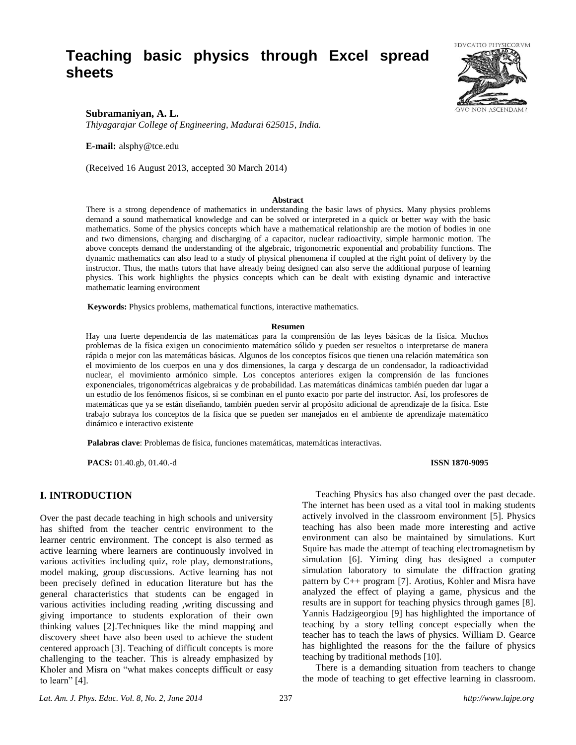# Teaching basic physics through Excel spread sheets

**Subramaniyan, A. L.**
*Thiyagarajar College of Engineering, Madurai 625015, India.*

**E-mail:** alsphy@tce.edu

(Received 16 August 2013, accepted 30 March 2014)

### Abstract

There is a strong dependence of mathematics in understanding the basic laws of physics. Many physics problems demand a sound mathematical knowledge and can be solved or interpreted in a quick or better way with the basic mathematics. Some of the physics concepts which have a mathematical relationship are the motion of bodies in one and two dimensions, charging and discharging of a capacitor, nuclear radioactivity, simple harmonic motion. The above concepts demand the understanding of the algebraic, trigonometric exponential and probability functions. The dynamic mathematics can also lead to a study of physical phenomena if coupled at the right point of delivery by the instructor. Thus, the maths tutors that have already being designed can also serve the additional purpose of learning physics. This work highlights the physics concepts which can be dealt with existing dynamic and interactive mathematic learning environment

**Keywords:** Physics problems, mathematical functions, interactive mathematics.

### Resumen

Hay una fuerte dependencia de las matemáticas para la comprensión de las leyes básicas de la física. Muchos problemas de la física exigen un conocimiento matemático sólido y pueden ser resueltos o interpretarse de manera rápida o mejor con las matemáticas básicas. Algunos de los conceptos físicos que tienen una relación matemática son el movimiento de los cuerpos en una y dos dimensiones, la carga y descarga de un condensador, la radioactividad nuclear, el movimiento armónico simple. Los conceptos anteriores exigen la comprensión de las funciones exponenciales, trigonométricas algebraicas y de probabilidad. Las matemáticas dinámicas también pueden dar lugar a un estudio de los fenómenos físicos, si se combinan en el punto exacto por parte del instructor. Así, los profesores de matemáticas que ya se están diseñando, también pueden servir al propósito adicional de aprendizaje de la física. Este trabajo subraya los conceptos de la física que se pueden ser manejados en el ambiente de aprendizaje matemático dinámico e interactivo existente

**Palabras clave**: Problemas de física, funciones matemáticas, matemáticas interactivas.

**PACS:** 01.40.gb, 01.40.-d **ISSN 1870-9095**

## I. INTRODUCTION

Over the past decade teaching in high schools and university has shifted from the teacher centric environment to the learner centric environment. The concept is also termed as active learning where learners are continuously involved in various activities including quiz, role play, demonstrations, model making, group discussions. Active learning has not been precisely defined in education literature but has the general characteristics that students can be engaged in various activities including reading ,writing discussing and giving importance to students exploration of their own thinking values [2].Techniques like the mind mapping and discovery sheet have also been used to achieve the student centered approach [3]. Teaching of difficult concepts is more challenging to the teacher. This is already emphasized by Kholer and Misra on "what makes concepts difficult or easy to learn" [4].

Teaching Physics has also changed over the past decade. The internet has been used as a vital tool in making students actively involved in the classroom environment [5]. Physics teaching has also been made more interesting and active environment can also be maintained by simulations. Kurt Squire has made the attempt of teaching electromagnetism by simulation [6]. Yiming ding has designed a computer simulation laboratory to simulate the diffraction grating pattern by C++ program [7]. Arotius, Kohler and Misra have analyzed the effect of playing a game, physicus and the results are in support for teaching physics through games [8]. Yannis Hadzigeorgiou [9] has highlighted the importance of teaching by a story telling concept especially when the teacher has to teach the laws of physics. William D. Gearce has highlighted the reasons for the the failure of physics teaching by traditional methods [10].

There is a demanding situation from teachers to change the mode of teaching to get effective learning in classroom.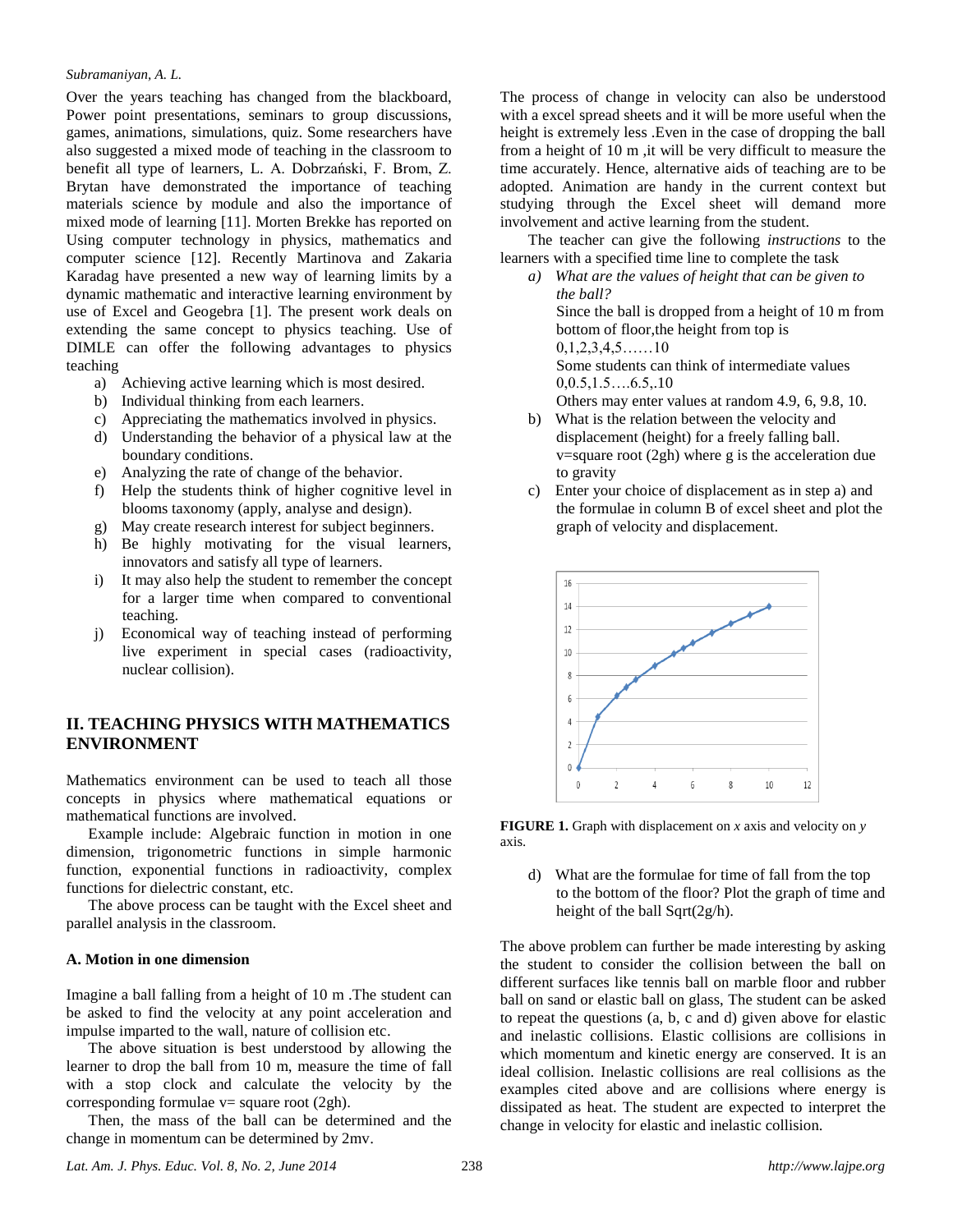Over the years teaching has changed from the blackboard, Power point presentations, seminars to group discussions, games, animations, simulations, quiz. Some researchers have also suggested a mixed mode of teaching in the classroom to benefit all type of learners, L. A. Dobrzański, F. Brom, Z. Brytan have demonstrated the importance of teaching materials science by module and also the importance of mixed mode of learning [11]. Morten Brekke has reported on Using computer technology in physics, mathematics and computer science [12]. Recently Martinova and Zakaria Karadag have presented a new way of learning limits by a dynamic mathematic and interactive learning environment by use of Excel and Geogebra [1]. The present work deals on extending the same concept to physics teaching. Use of DIMLE can offer the following advantages to physics teaching

a) Achieving active learning which is most desired.
b) Individual thinking from each learners.
c) Appreciating the mathematics involved in physics.
d) Understanding the behavior of a physical law at the boundary conditions.
e) Analyzing the rate of change of the behavior.
f) Help the students think of higher cognitive level in blooms taxonomy (apply, analyse and design).
g) May create research interest for subject beginners.
h) Be highly motivating for the visual learners, innovators and satisfy all type of learners.
i) It may also help the student to remember the concept for a larger time when compared to conventional teaching.
j) Economical way of teaching instead of performing live experiment in special cases (radioactivity, nuclear collision).

## II. TEACHING PHYSICS WITH MATHEMATICS ENVIRONMENT

Mathematics environment can be used to teach all those concepts in physics where mathematical equations or mathematical functions are involved.

Example include: Algebraic function in motion in one dimension, trigonometric functions in simple harmonic function, exponential functions in radioactivity, complex functions for dielectric constant, etc.

The above process can be taught with the Excel sheet and parallel analysis in the classroom.

### A. Motion in one dimension

Imagine a ball falling from a height of 10 m .The student can be asked to find the velocity at any point acceleration and impulse imparted to the wall, nature of collision etc.

The above situation is best understood by allowing the learner to drop the ball from 10 m, measure the time of fall with a stop clock and calculate the velocity by the corresponding formulae v= square root (2gh).

Then, the mass of the ball can be determined and the change in momentum can be determined by 2mv.

The process of change in velocity can also be understood with a excel spread sheets and it will be more useful when the height is extremely less .Even in the case of dropping the ball from a height of 10 m ,it will be very difficult to measure the time accurately. Hence, alternative aids of teaching are to be adopted. Animation are handy in the current context but studying through the Excel sheet will demand more involvement and active learning from the student.

The teacher can give the following *instructions* to the learners with a specified time line to complete the task

*a) What are the values of height that can be given to the ball?*
Since the ball is dropped from a height of 10 m from bottom of floor,the height from top is 0,1,2,3,4,5……10
Some students can think of intermediate values 0,0.5,1.5….6.5,.10
Others may enter values at random 4.9, 6, 9.8, 10.

b) What is the relation between the velocity and displacement (height) for a freely falling ball.
v=square root (2gh) where g is the acceleration due to gravity

c) Enter your choice of displacement as in step a) and the formulae in column B of excel sheet and plot the graph of velocity and displacement.

**FIGURE 1.** Graph with displacement on *x* axis and velocity on *y* axis.

d) What are the formulae for time of fall from the top to the bottom of the floor? Plot the graph of time and height of the ball Sqrt(2g/h).

The above problem can further be made interesting by asking the student to consider the collision between the ball on different surfaces like tennis ball on marble floor and rubber ball on sand or elastic ball on glass, The student can be asked to repeat the questions (a, b, c and d) given above for elastic and inelastic collisions. Elastic collisions are collisions in which momentum and kinetic energy are conserved. It is an ideal collision. Inelastic collisions are real collisions as the examples cited above and are collisions where energy is dissipated as heat. The student are expected to interpret the change in velocity for elastic and inelastic collision.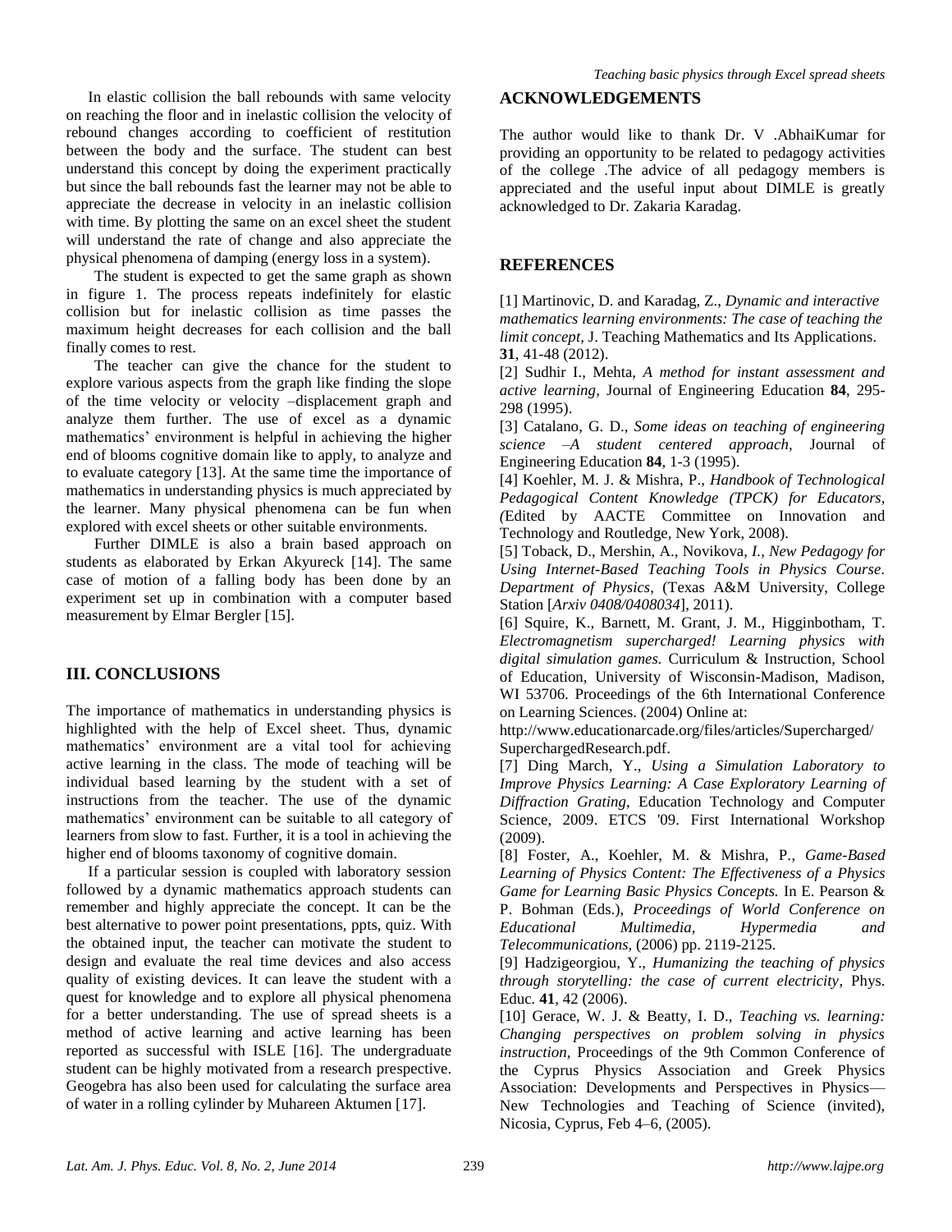In elastic collision the ball rebounds with same velocity on reaching the floor and in inelastic collision the velocity of rebound changes according to coefficient of restitution between the body and the surface. The student can best understand this concept by doing the experiment practically but since the ball rebounds fast the learner may not be able to appreciate the decrease in velocity in an inelastic collision with time. By plotting the same on an excel sheet the student will understand the rate of change and also appreciate the physical phenomena of damping (energy loss in a system).

The student is expected to get the same graph as shown in figure 1. The process repeats indefinitely for elastic collision but for inelastic collision as time passes the maximum height decreases for each collision and the ball finally comes to rest.

The teacher can give the chance for the student to explore various aspects from the graph like finding the slope of the time velocity or velocity –displacement graph and analyze them further. The use of excel as a dynamic mathematics' environment is helpful in achieving the higher end of blooms cognitive domain like to apply, to analyze and to evaluate category [13]. At the same time the importance of mathematics in understanding physics is much appreciated by the learner. Many physical phenomena can be fun when explored with excel sheets or other suitable environments.

Further DIMLE is also a brain based approach on students as elaborated by Erkan Akyureck [14]. The same case of motion of a falling body has been done by an experiment set up in combination with a computer based measurement by Elmar Bergler [15].

## III. CONCLUSIONS

The importance of mathematics in understanding physics is highlighted with the help of Excel sheet. Thus, dynamic mathematics' environment are a vital tool for achieving active learning in the class. The mode of teaching will be individual based learning by the student with a set of instructions from the teacher. The use of the dynamic mathematics' environment can be suitable to all category of learners from slow to fast. Further, it is a tool in achieving the higher end of blooms taxonomy of cognitive domain.

If a particular session is coupled with laboratory session followed by a dynamic mathematics approach students can remember and highly appreciate the concept. It can be the best alternative to power point presentations, ppts, quiz. With the obtained input, the teacher can motivate the student to design and evaluate the real time devices and also access quality of existing devices. It can leave the student with a quest for knowledge and to explore all physical phenomena for a better understanding. The use of spread sheets is a method of active learning and active learning has been reported as successful with ISLE [16]. The undergraduate student can be highly motivated from a research prespective. Geogebra has also been used for calculating the surface area of water in a rolling cylinder by Muhareen Aktumen [17].

## ACKNOWLEDGEMENTS

The author would like to thank Dr. V .AbhaiKumar for providing an opportunity to be related to pedagogy activities of the college .The advice of all pedagogy members is appreciated and the useful input about DIMLE is greatly acknowledged to Dr. Zakaria Karadag.

## REFERENCES

[1] Martinovic, D. and Karadag, Z., *Dynamic and interactive mathematics learning environments: The case of teaching the limit concept,* J. Teaching Mathematics and Its Applications. **31**, 41-48 (2012).

[2] Sudhir I., Mehta, *A method for instant assessment and active learning*, Journal of Engineering Education **84**, 295-298 (1995).

[3] Catalano, G. D., *Some ideas on teaching of engineering science –A student centered approach*, Journal of Engineering Education **84**, 1-3 (1995).

[4] Koehler, M. J. & Mishra, P., *Handbook of Technological Pedagogical Content Knowledge (TPCK) for Educators, (*Edited by AACTE Committee on Innovation and Technology and Routledge, New York, 2008).

[5] Toback, D., Mershin, A., Novikova*, I., New Pedagogy for Using Internet-Based Teaching Tools in Physics Course. Department of Physics*, (Texas A&M University, College Station [*Arxiv 0408/0408034*], 2011).

[6] Squire, K., Barnett, M. Grant, J. M., Higginbotham, T. *Electromagnetism supercharged! Learning physics with digital simulation games.* Curriculum & Instruction, School of Education, University of Wisconsin-Madison, Madison, WI 53706. Proceedings of the 6th International Conference on Learning Sciences. (2004) Online at: http://www.educationarcade.org/files/articles/Supercharged/SuperchargedResearch.pdf.

[7] Ding March, Y., *Using a Simulation Laboratory to Improve Physics Learning: A Case Exploratory Learning of Diffraction Grating,* Education Technology and Computer Science, 2009. ETCS '09. First International Workshop (2009).

[8] Foster, A., Koehler, M. & Mishra, P., *Game-Based Learning of Physics Content: The Effectiveness of a Physics Game for Learning Basic Physics Concepts.* In E. Pearson & P. Bohman (Eds.), *Proceedings of World Conference on Educational Multimedia, Hypermedia and Telecommunications,* (2006) pp. 2119-2125.

[9] Hadzigeorgiou, Y., *Humanizing the teaching of physics through storytelling: the case of current electricity*, Phys. Educ. **41**, 42 (2006).

[10] Gerace, W. J. & Beatty, I. D., *Teaching vs. learning: Changing perspectives on problem solving in physics instruction,* Proceedings of the 9th Common Conference of the Cyprus Physics Association and Greek Physics Association: Developments and Perspectives in Physics—New Technologies and Teaching of Science (invited), Nicosia, Cyprus, Feb 4–6, (2005).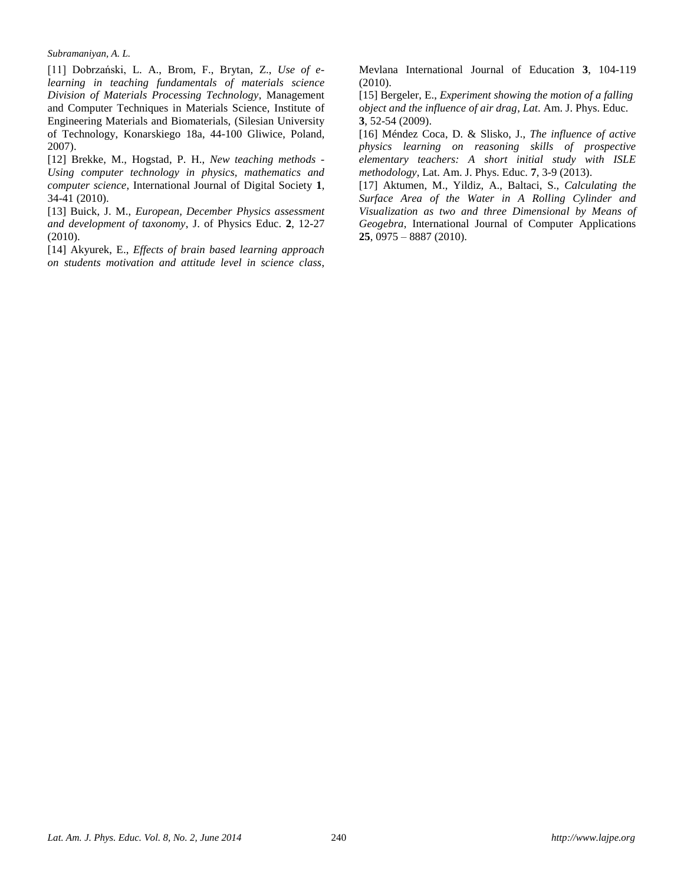[11] Dobrzański, L. A., Brom, F., Brytan, Z., *Use of e-learning in teaching fundamentals of materials science Division of Materials Processing Technology*, Management and Computer Techniques in Materials Science, Institute of Engineering Materials and Biomaterials, (Silesian University of Technology, Konarskiego 18a, 44-100 Gliwice, Poland, 2007).

[12] Brekke, M., Hogstad, P. H., *New teaching methods - Using computer technology in physics, mathematics and computer science*, International Journal of Digital Society **1**, 34-41 (2010).

[13] Buick, J. M., *European, December Physics assessment and development of taxonomy*, J. of Physics Educ. **2**, 12-27 (2010).

[14] Akyurek, E., *Effects of brain based learning approach on students motivation and attitude level in science class*, Mevlana International Journal of Education **3**, 104-119 (2010).

[15] Bergeler, E., *Experiment showing the motion of a falling object and the influence of air drag*, *Lat*. Am. J. Phys. Educ. **3**, 52-54 (2009).

[16] Méndez Coca, D. & Slisko, J., *The influence of active physics learning on reasoning skills of prospective elementary teachers: A short initial study with ISLE methodology*, Lat. Am. J. Phys. Educ. **7**, 3-9 (2013).

[17] Aktumen, M., Yildiz, A., Baltaci, S., *Calculating the Surface Area of the Water in A Rolling Cylinder and Visualization as two and three Dimensional by Means of Geogebra*, International Journal of Computer Applications **25**, 0975 – 8887 (2010).